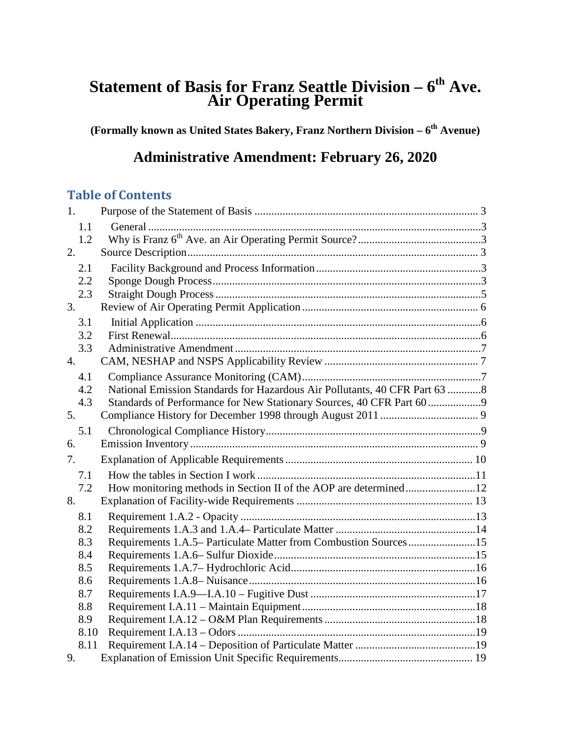# Statement of Basis for Franz Seattle Division – 6th Ave. Air Operating Permit

**(Formally known as United States Bakery, Franz Northern Division – 6th Avenue)**

## Administrative Amendment: February 26, 2020

## Table of Contents

1. Purpose of the Statement of Basis ............................................................................... 3
   - 1.1 General ....................................................................................................................3
   - 1.2 Why is Franz 6th Ave. an Air Operating Permit Source? ...........................................3
2. Source Description...................................................................................................... 3
   - 2.1 Facility Background and Process Information ..........................................................3
   - 2.2 Sponge Dough Process..............................................................................................3
   - 2.3 Straight Dough Process .............................................................................................5
3. Review of Air Operating Permit Application ............................................................... 6
   - 3.1 Initial Application ....................................................................................................6
   - 3.2 First Renewal.............................................................................................................6
   - 3.3 Administrative Amendment .......................................................................................7
4. CAM, NESHAP and NSPS Applicability Review ...................................................... 7
   - 4.1 Compliance Assurance Monitoring (CAM)...............................................................7
   - 4.2 National Emission Standards for Hazardous Air Pollutants, 40 CFR Part 63 ............8
   - 4.3 Standards of Performance for New Stationary Sources, 40 CFR Part 60 ..................9
5. Compliance History for December 1998 through August 2011 .................................. 9
   - 5.1 Chronological Compliance History............................................................................9
6. Emission Inventory...................................................................................................... 9
7. Explanation of Applicable Requirements ................................................................. 10
   - 7.1 How the tables in Section I work ............................................................................11
   - 7.2 How monitoring methods in Section II of the AOP are determined.........................12
8. Explanation of Facility-wide Requirements .............................................................. 13
   - 8.1 Requirement 1.A.2 - Opacity ..................................................................................13
   - 8.2 Requirements 1.A.3 and 1.A.4– Particulate Matter .................................................14
   - 8.3 Requirements 1.A.5– Particulate Matter from Combustion Sources ........................15
   - 8.4 Requirements 1.A.6– Sulfur Dioxide.......................................................................15
   - 8.5 Requirements 1.A.7– Hydrochloric Acid.................................................................16
   - 8.6 Requirements 1.A.8– Nuisance................................................................................16
   - 8.7 Requirements I.A.9—I.A.10 – Fugitive Dust ..........................................................17
   - 8.8 Requirement I.A.11 – Maintain Equipment.............................................................18
   - 8.9 Requirement I.A.12 – O&M Plan Requirements .....................................................18
   - 8.10 Requirement I.A.13 – Odors ...................................................................................19
   - 8.11 Requirement I.A.14 – Deposition of Particulate Matter ..........................................19
9. Explanation of Emission Unit Specific Requirements............................................... 19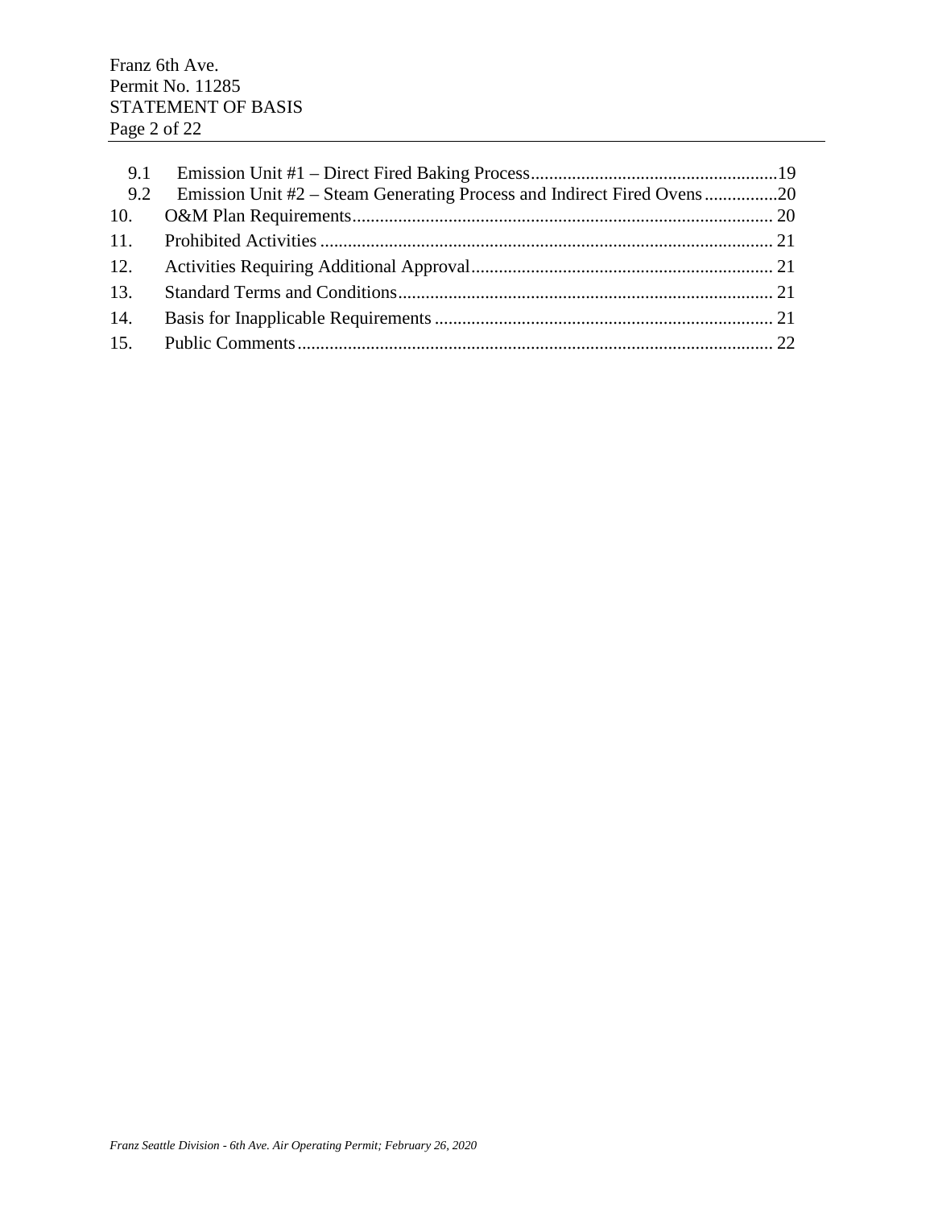9.1 Emission Unit #1 – Direct Fired Baking Process......................................................19
9.2 Emission Unit #2 – Steam Generating Process and Indirect Fired Ovens................20
10. O&M Plan Requirements........................................................................................... 20
11. Prohibited Activities .................................................................................................. 21
12. Activities Requiring Additional Approval.................................................................. 21
13. Standard Terms and Conditions.................................................................................. 21
14. Basis for Inapplicable Requirements .......................................................................... 21
15. Public Comments........................................................................................................ 22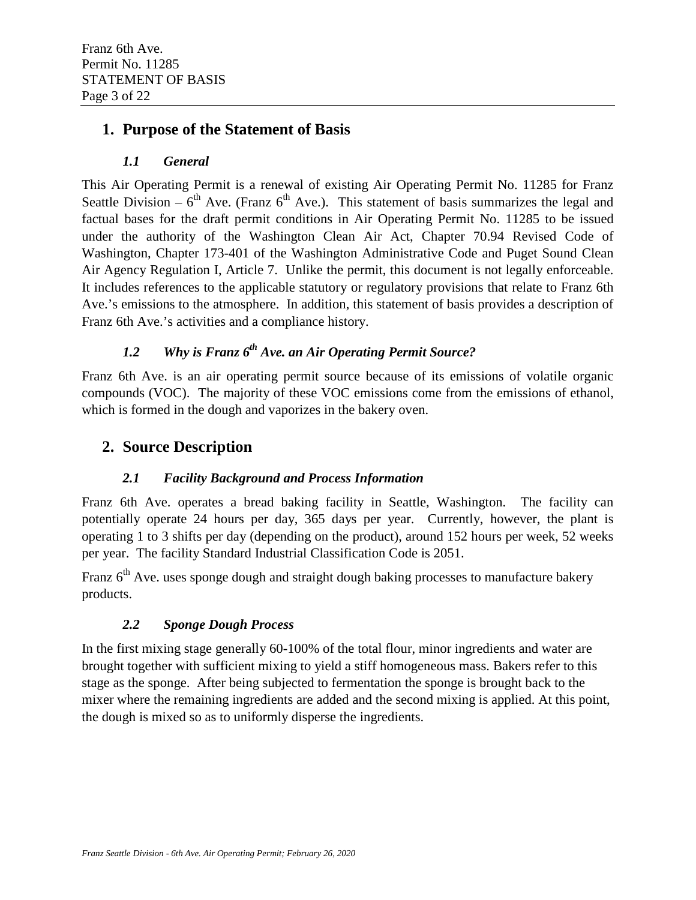## 1. Purpose of the Statement of Basis

### *1.1 General*

This Air Operating Permit is a renewal of existing Air Operating Permit No. 11285 for Franz Seattle Division – 6th Ave. (Franz 6th Ave.). This statement of basis summarizes the legal and factual bases for the draft permit conditions in Air Operating Permit No. 11285 to be issued under the authority of the Washington Clean Air Act, Chapter 70.94 Revised Code of Washington, Chapter 173-401 of the Washington Administrative Code and Puget Sound Clean Air Agency Regulation I, Article 7. Unlike the permit, this document is not legally enforceable. It includes references to the applicable statutory or regulatory provisions that relate to Franz 6th Ave.'s emissions to the atmosphere. In addition, this statement of basis provides a description of Franz 6th Ave.'s activities and a compliance history.

### *1.2 Why is Franz 6th Ave. an Air Operating Permit Source?*

Franz 6th Ave. is an air operating permit source because of its emissions of volatile organic compounds (VOC). The majority of these VOC emissions come from the emissions of ethanol, which is formed in the dough and vaporizes in the bakery oven.

## 2. Source Description

### *2.1 Facility Background and Process Information*

Franz 6th Ave. operates a bread baking facility in Seattle, Washington. The facility can potentially operate 24 hours per day, 365 days per year. Currently, however, the plant is operating 1 to 3 shifts per day (depending on the product), around 152 hours per week, 52 weeks per year. The facility Standard Industrial Classification Code is 2051.

Franz 6th Ave. uses sponge dough and straight dough baking processes to manufacture bakery products.

### *2.2 Sponge Dough Process*

In the first mixing stage generally 60-100% of the total flour, minor ingredients and water are brought together with sufficient mixing to yield a stiff homogeneous mass. Bakers refer to this stage as the sponge. After being subjected to fermentation the sponge is brought back to the mixer where the remaining ingredients are added and the second mixing is applied. At this point, the dough is mixed so as to uniformly disperse the ingredients.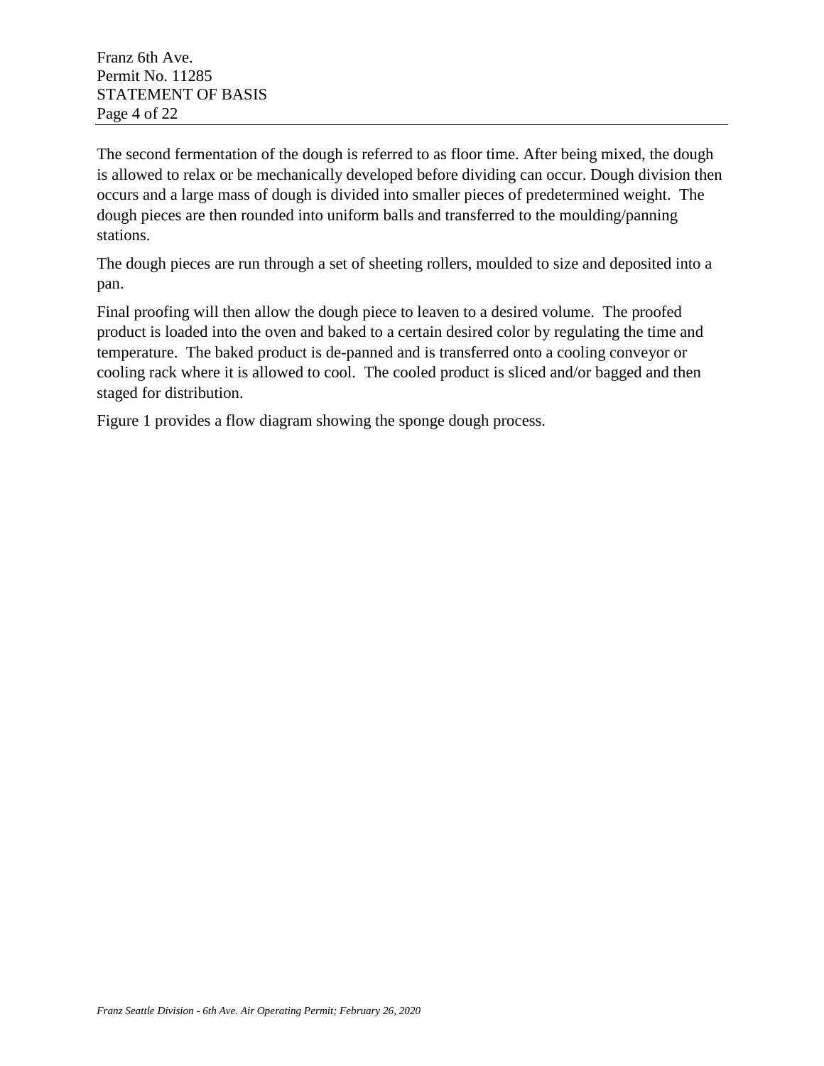The second fermentation of the dough is referred to as floor time. After being mixed, the dough is allowed to relax or be mechanically developed before dividing can occur. Dough division then occurs and a large mass of dough is divided into smaller pieces of predetermined weight. The dough pieces are then rounded into uniform balls and transferred to the moulding/panning stations.

The dough pieces are run through a set of sheeting rollers, moulded to size and deposited into a pan.

Final proofing will then allow the dough piece to leaven to a desired volume. The proofed product is loaded into the oven and baked to a certain desired color by regulating the time and temperature. The baked product is de-panned and is transferred onto a cooling conveyor or cooling rack where it is allowed to cool. The cooled product is sliced and/or bagged and then staged for distribution.

Figure 1 provides a flow diagram showing the sponge dough process.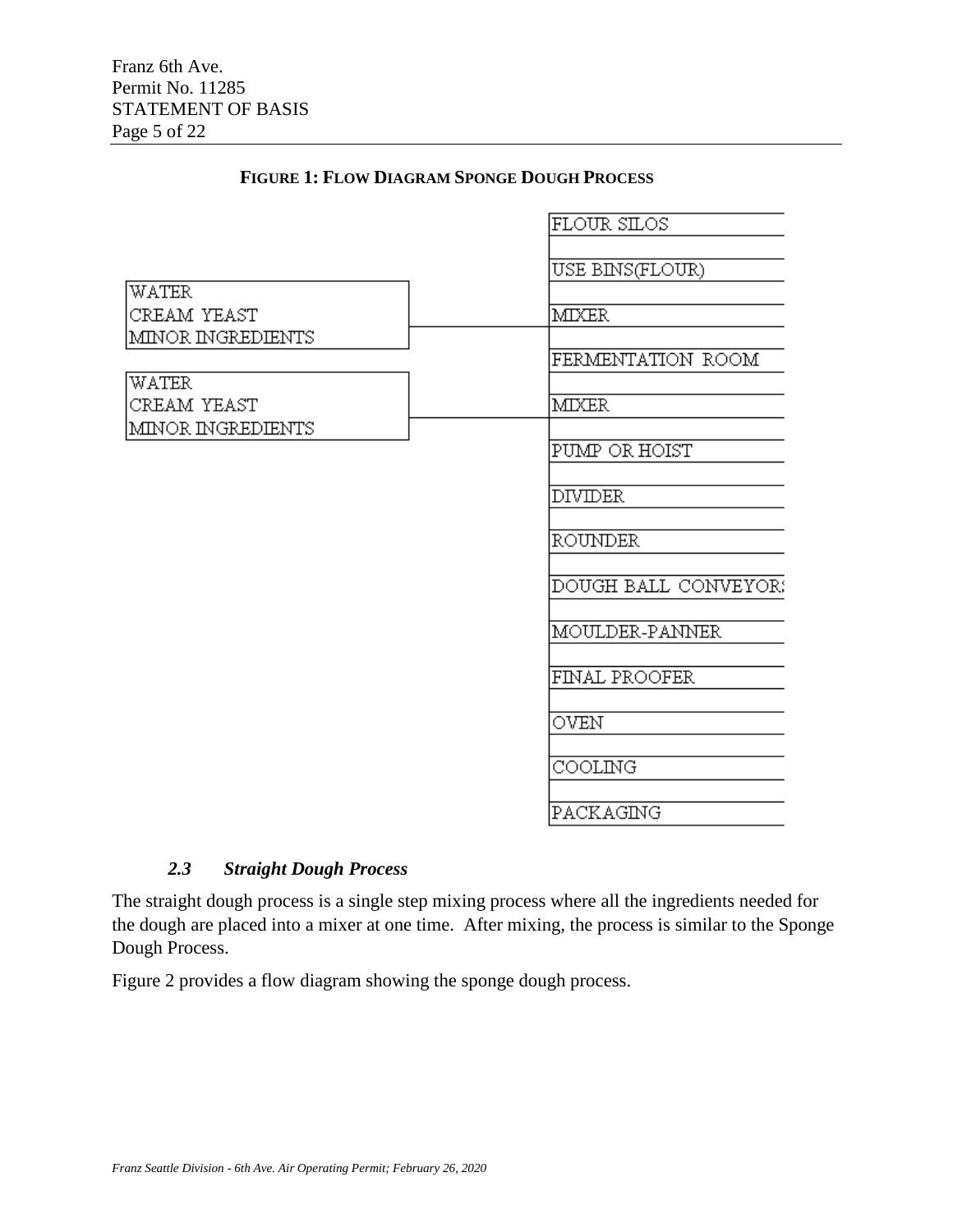**FIGURE 1: FLOW DIAGRAM SPONGE DOUGH PROCESS**

| Inputs | Process Step |
| --- | --- |
| | FLOUR SILOS |
| | USE BINS(FLOUR) |
| WATER<br>CREAM YEAST<br>MINOR INGREDIENTS | MIXER |
| | FERMENTATION ROOM |
| WATER<br>CREAM YEAST<br>MINOR INGREDIENTS | MIXER |
| | PUMP OR HOIST |
| | DIVIDER |
| | ROUNDER |
| | DOUGH BALL CONVEYORS |
| | MOULDER-PANNER |
| | FINAL PROOFER |
| | OVEN |
| | COOLING |
| | PACKAGING |

### *2.3 Straight Dough Process*

The straight dough process is a single step mixing process where all the ingredients needed for the dough are placed into a mixer at one time. After mixing, the process is similar to the Sponge Dough Process.

Figure 2 provides a flow diagram showing the sponge dough process.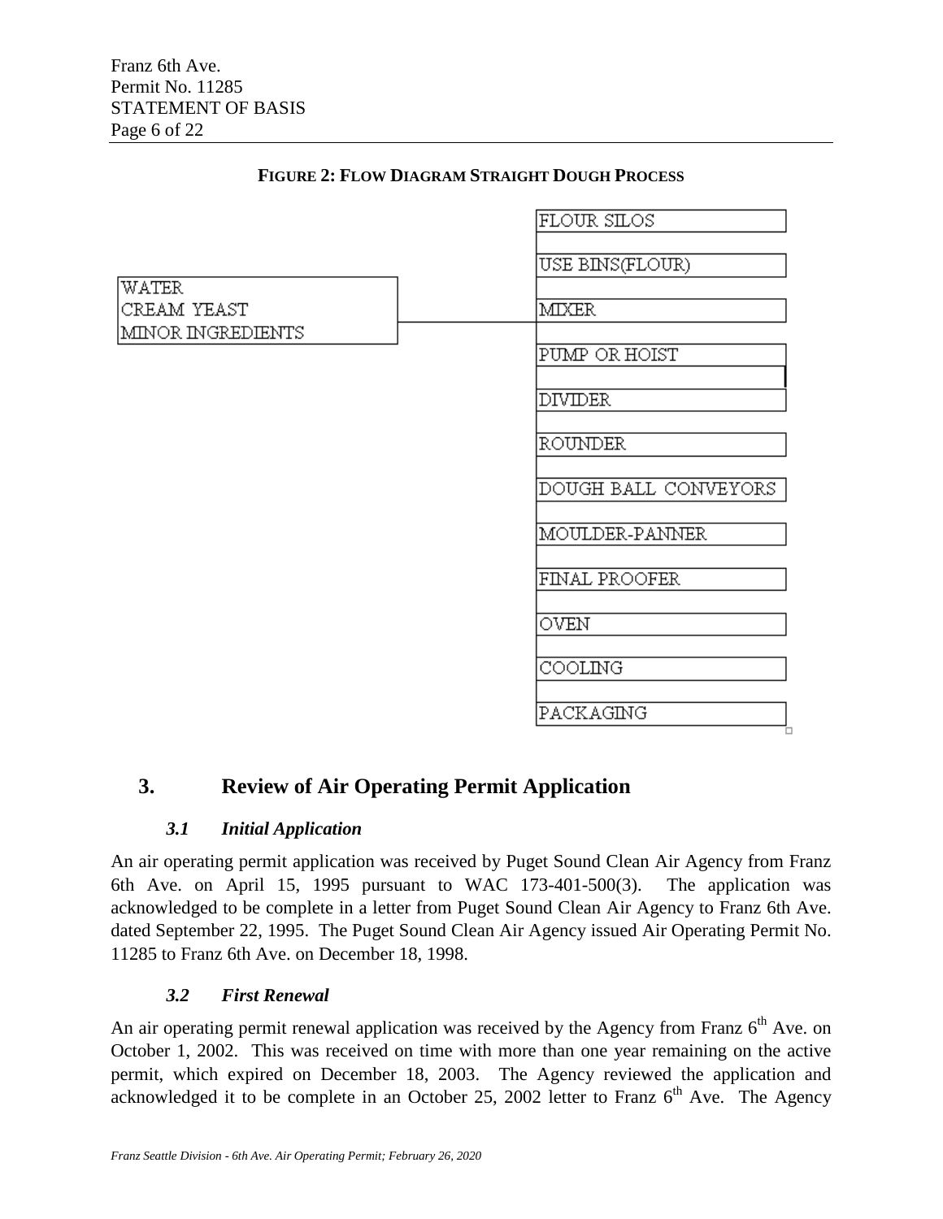**FIGURE 2: FLOW DIAGRAM STRAIGHT DOUGH PROCESS**

- FLOUR SILOS
- USE BINS(FLOUR)
- MIXER ← WATER, CREAM YEAST, MINOR INGREDIENTS
- PUMP OR HOIST
- DIVIDER
- ROUNDER
- DOUGH BALL CONVEYORS
- MOULDER-PANNER
- FINAL PROOFER
- OVEN
- COOLING
- PACKAGING

# 3. Review of Air Operating Permit Application

## *3.1 Initial Application*

An air operating permit application was received by Puget Sound Clean Air Agency from Franz 6th Ave. on April 15, 1995 pursuant to WAC 173-401-500(3). The application was acknowledged to be complete in a letter from Puget Sound Clean Air Agency to Franz 6th Ave. dated September 22, 1995. The Puget Sound Clean Air Agency issued Air Operating Permit No. 11285 to Franz 6th Ave. on December 18, 1998.

## *3.2 First Renewal*

An air operating permit renewal application was received by the Agency from Franz 6th Ave. on October 1, 2002. This was received on time with more than one year remaining on the active permit, which expired on December 18, 2003. The Agency reviewed the application and acknowledged it to be complete in an October 25, 2002 letter to Franz 6th Ave. The Agency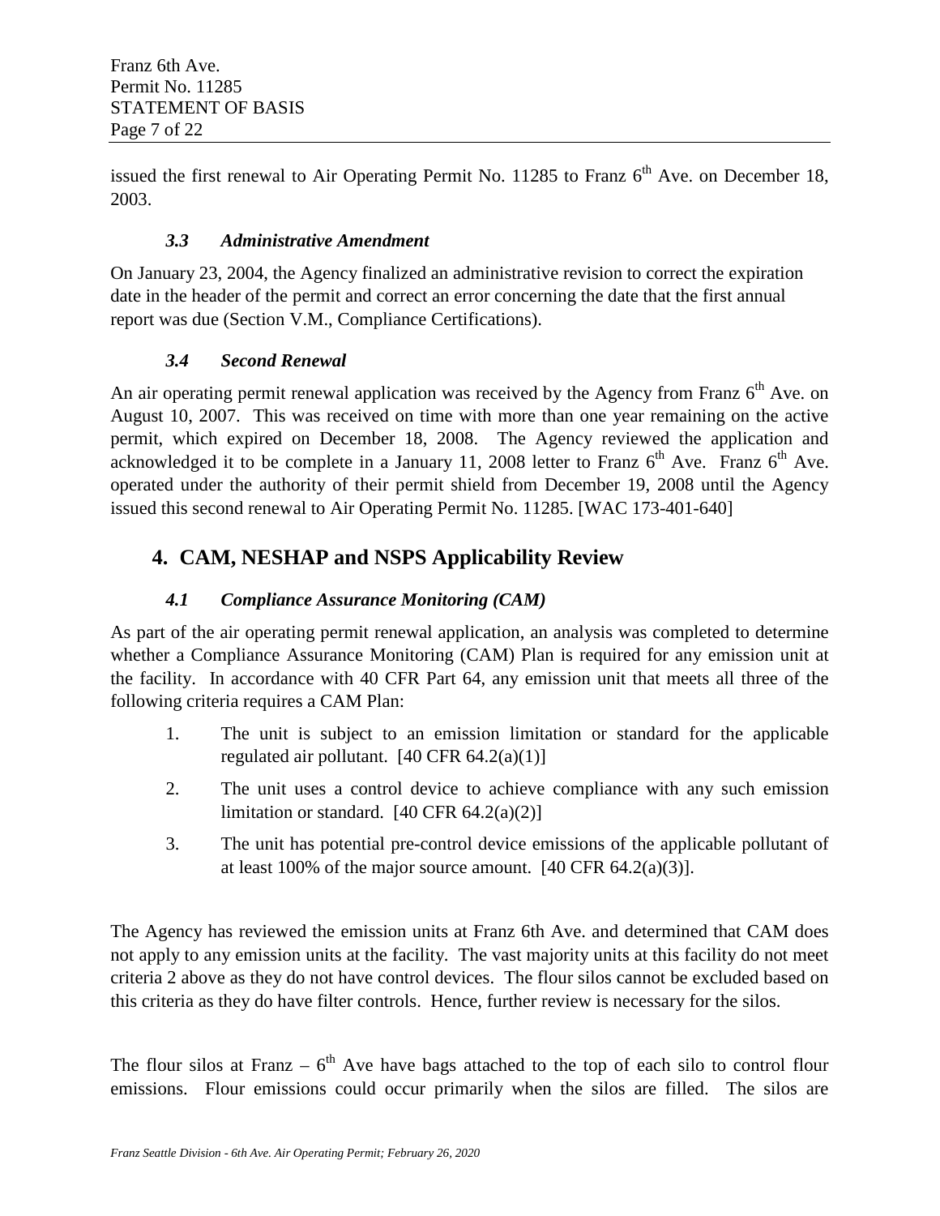issued the first renewal to Air Operating Permit No. 11285 to Franz 6th Ave. on December 18, 2003.

### *3.3 Administrative Amendment*

On January 23, 2004, the Agency finalized an administrative revision to correct the expiration date in the header of the permit and correct an error concerning the date that the first annual report was due (Section V.M., Compliance Certifications).

### *3.4 Second Renewal*

An air operating permit renewal application was received by the Agency from Franz 6th Ave. on August 10, 2007. This was received on time with more than one year remaining on the active permit, which expired on December 18, 2008. The Agency reviewed the application and acknowledged it to be complete in a January 11, 2008 letter to Franz 6th Ave. Franz 6th Ave. operated under the authority of their permit shield from December 19, 2008 until the Agency issued this second renewal to Air Operating Permit No. 11285. [WAC 173-401-640]

## 4. CAM, NESHAP and NSPS Applicability Review

### *4.1 Compliance Assurance Monitoring (CAM)*

As part of the air operating permit renewal application, an analysis was completed to determine whether a Compliance Assurance Monitoring (CAM) Plan is required for any emission unit at the facility. In accordance with 40 CFR Part 64, any emission unit that meets all three of the following criteria requires a CAM Plan:

1. The unit is subject to an emission limitation or standard for the applicable regulated air pollutant. [40 CFR 64.2(a)(1)]
2. The unit uses a control device to achieve compliance with any such emission limitation or standard. [40 CFR 64.2(a)(2)]
3. The unit has potential pre-control device emissions of the applicable pollutant of at least 100% of the major source amount. [40 CFR 64.2(a)(3)].

The Agency has reviewed the emission units at Franz 6th Ave. and determined that CAM does not apply to any emission units at the facility. The vast majority units at this facility do not meet criteria 2 above as they do not have control devices. The flour silos cannot be excluded based on this criteria as they do have filter controls. Hence, further review is necessary for the silos.

The flour silos at Franz – 6th Ave have bags attached to the top of each silo to control flour emissions. Flour emissions could occur primarily when the silos are filled. The silos are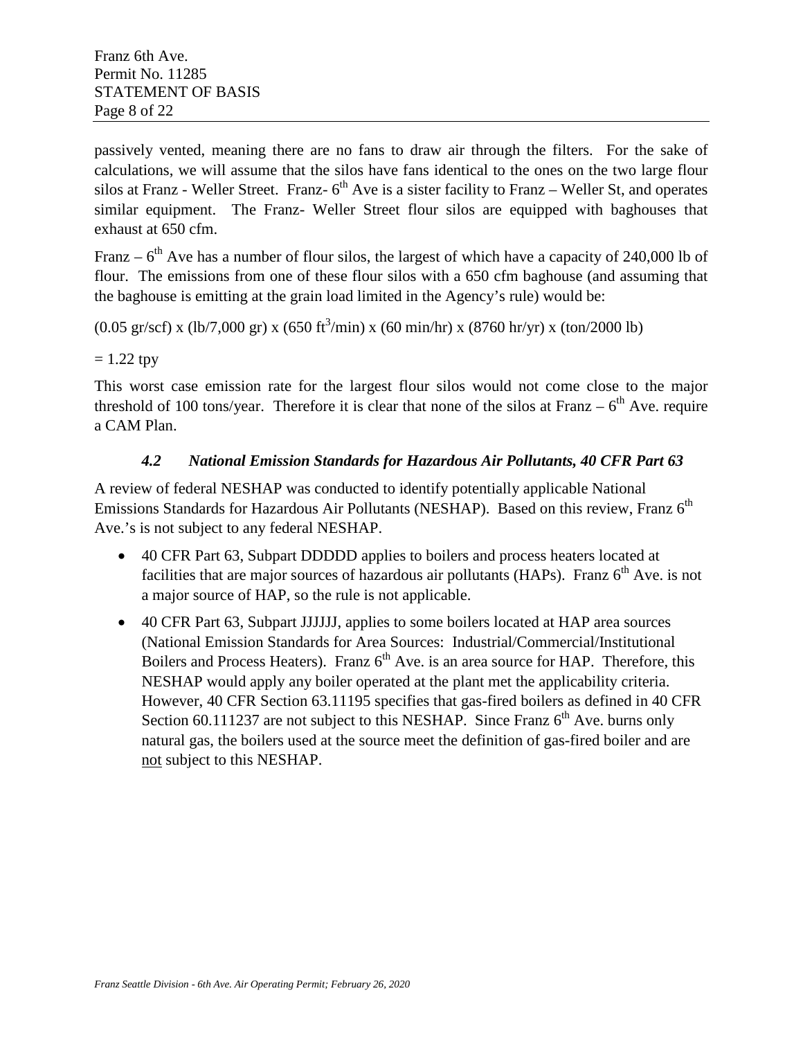passively vented, meaning there are no fans to draw air through the filters. For the sake of calculations, we will assume that the silos have fans identical to the ones on the two large flour silos at Franz - Weller Street. Franz- 6th Ave is a sister facility to Franz – Weller St, and operates similar equipment. The Franz- Weller Street flour silos are equipped with baghouses that exhaust at 650 cfm.

Franz – 6th Ave has a number of flour silos, the largest of which have a capacity of 240,000 lb of flour. The emissions from one of these flour silos with a 650 cfm baghouse (and assuming that the baghouse is emitting at the grain load limited in the Agency's rule) would be:

(0.05 gr/scf) x (lb/7,000 gr) x (650 $ft^3$/min) x (60 min/hr) x (8760 hr/yr) x (ton/2000 lb)

= 1.22 tpy

This worst case emission rate for the largest flour silos would not come close to the major threshold of 100 tons/year. Therefore it is clear that none of the silos at Franz – 6th Ave. require a CAM Plan.

### *4.2 National Emission Standards for Hazardous Air Pollutants, 40 CFR Part 63*

A review of federal NESHAP was conducted to identify potentially applicable National Emissions Standards for Hazardous Air Pollutants (NESHAP). Based on this review, Franz 6th Ave.'s is not subject to any federal NESHAP.

- 40 CFR Part 63, Subpart DDDDD applies to boilers and process heaters located at facilities that are major sources of hazardous air pollutants (HAPs). Franz 6th Ave. is not a major source of HAP, so the rule is not applicable.
- 40 CFR Part 63, Subpart JJJJJJ, applies to some boilers located at HAP area sources (National Emission Standards for Area Sources: Industrial/Commercial/Institutional Boilers and Process Heaters). Franz 6th Ave. is an area source for HAP. Therefore, this NESHAP would apply any boiler operated at the plant met the applicability criteria. However, 40 CFR Section 63.11195 specifies that gas-fired boilers as defined in 40 CFR Section 60.111237 are not subject to this NESHAP. Since Franz 6th Ave. burns only natural gas, the boilers used at the source meet the definition of gas-fired boiler and are not subject to this NESHAP.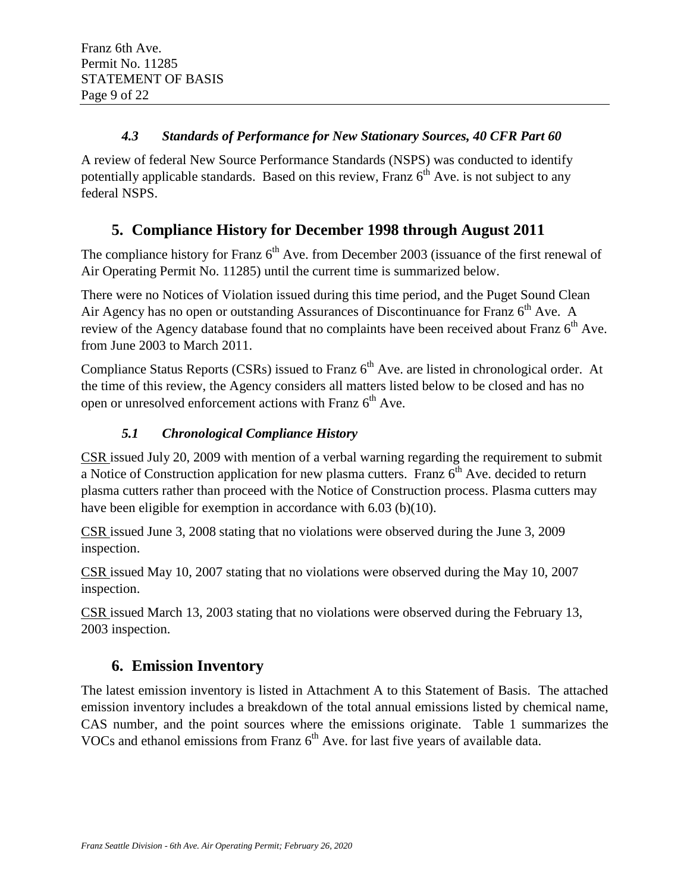### *4.3 Standards of Performance for New Stationary Sources, 40 CFR Part 60*

A review of federal New Source Performance Standards (NSPS) was conducted to identify potentially applicable standards. Based on this review, Franz 6th Ave. is not subject to any federal NSPS.

## 5. Compliance History for December 1998 through August 2011

The compliance history for Franz 6th Ave. from December 2003 (issuance of the first renewal of Air Operating Permit No. 11285) until the current time is summarized below.

There were no Notices of Violation issued during this time period, and the Puget Sound Clean Air Agency has no open or outstanding Assurances of Discontinuance for Franz 6th Ave. A review of the Agency database found that no complaints have been received about Franz 6th Ave. from June 2003 to March 2011.

Compliance Status Reports (CSRs) issued to Franz 6th Ave. are listed in chronological order. At the time of this review, the Agency considers all matters listed below to be closed and has no open or unresolved enforcement actions with Franz 6th Ave.

### *5.1 Chronological Compliance History*

CSR issued July 20, 2009 with mention of a verbal warning regarding the requirement to submit a Notice of Construction application for new plasma cutters. Franz 6th Ave. decided to return plasma cutters rather than proceed with the Notice of Construction process. Plasma cutters may have been eligible for exemption in accordance with 6.03 (b)(10).

CSR issued June 3, 2008 stating that no violations were observed during the June 3, 2009 inspection.

CSR issued May 10, 2007 stating that no violations were observed during the May 10, 2007 inspection.

CSR issued March 13, 2003 stating that no violations were observed during the February 13, 2003 inspection.

## 6. Emission Inventory

The latest emission inventory is listed in Attachment A to this Statement of Basis. The attached emission inventory includes a breakdown of the total annual emissions listed by chemical name, CAS number, and the point sources where the emissions originate. Table 1 summarizes the VOCs and ethanol emissions from Franz 6th Ave. for last five years of available data.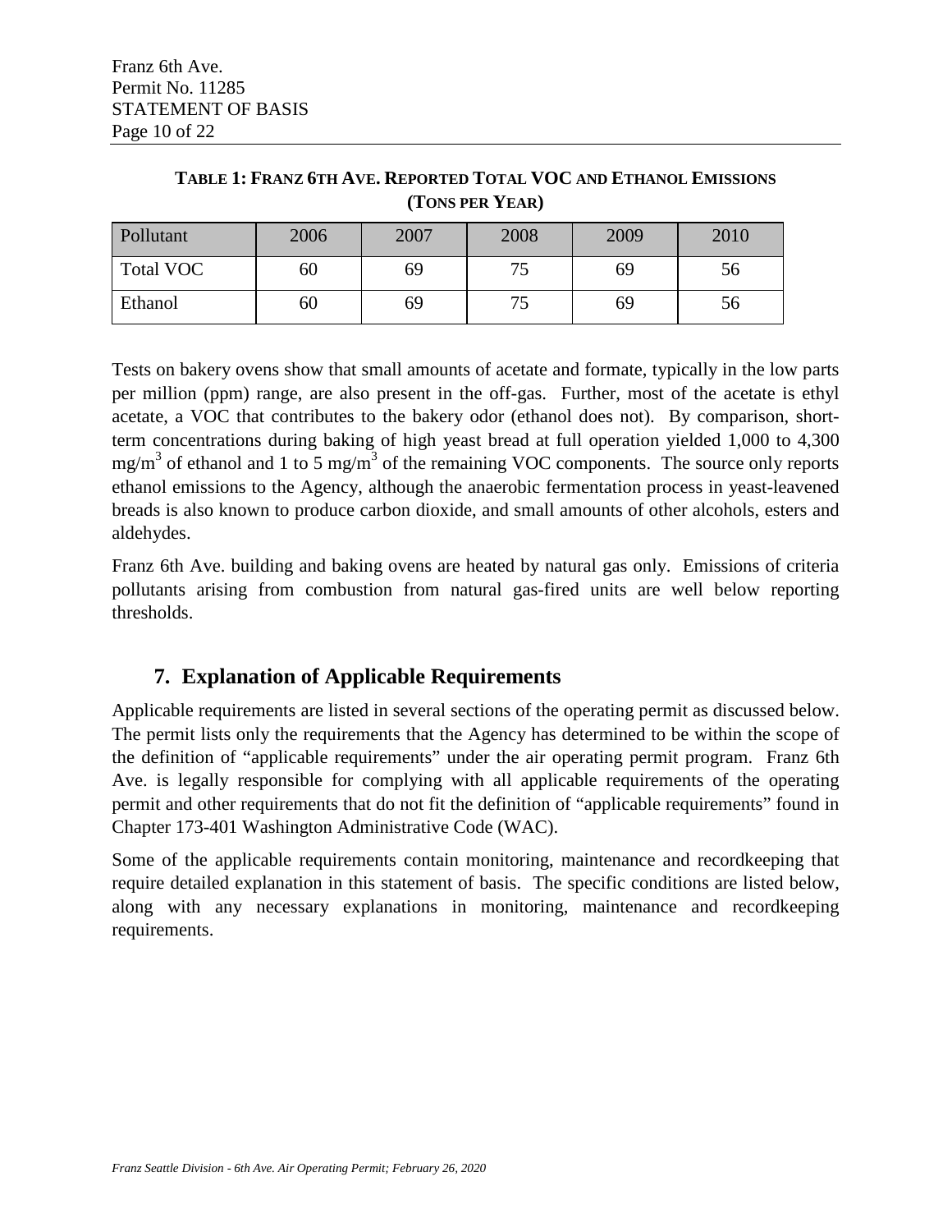**TABLE 1: FRANZ 6TH AVE. REPORTED TOTAL VOC AND ETHANOL EMISSIONS (TONS PER YEAR)**

| Pollutant | 2006 | 2007 | 2008 | 2009 | 2010 |
|---|---|---|---|---|---|
| Total VOC | 60 | 69 | 75 | 69 | 56 |
| Ethanol | 60 | 69 | 75 | 69 | 56 |

Tests on bakery ovens show that small amounts of acetate and formate, typically in the low parts per million (ppm) range, are also present in the off-gas. Further, most of the acetate is ethyl acetate, a VOC that contributes to the bakery odor (ethanol does not). By comparison, short-term concentrations during baking of high yeast bread at full operation yielded 1,000 to 4,300 $mg/m^3$ of ethanol and 1 to 5 $mg/m^3$ of the remaining VOC components. The source only reports ethanol emissions to the Agency, although the anaerobic fermentation process in yeast-leavened breads is also known to produce carbon dioxide, and small amounts of other alcohols, esters and aldehydes.

Franz 6th Ave. building and baking ovens are heated by natural gas only. Emissions of criteria pollutants arising from combustion from natural gas-fired units are well below reporting thresholds.

## 7. Explanation of Applicable Requirements

Applicable requirements are listed in several sections of the operating permit as discussed below. The permit lists only the requirements that the Agency has determined to be within the scope of the definition of "applicable requirements" under the air operating permit program. Franz 6th Ave. is legally responsible for complying with all applicable requirements of the operating permit and other requirements that do not fit the definition of "applicable requirements" found in Chapter 173-401 Washington Administrative Code (WAC).

Some of the applicable requirements contain monitoring, maintenance and recordkeeping that require detailed explanation in this statement of basis. The specific conditions are listed below, along with any necessary explanations in monitoring, maintenance and recordkeeping requirements.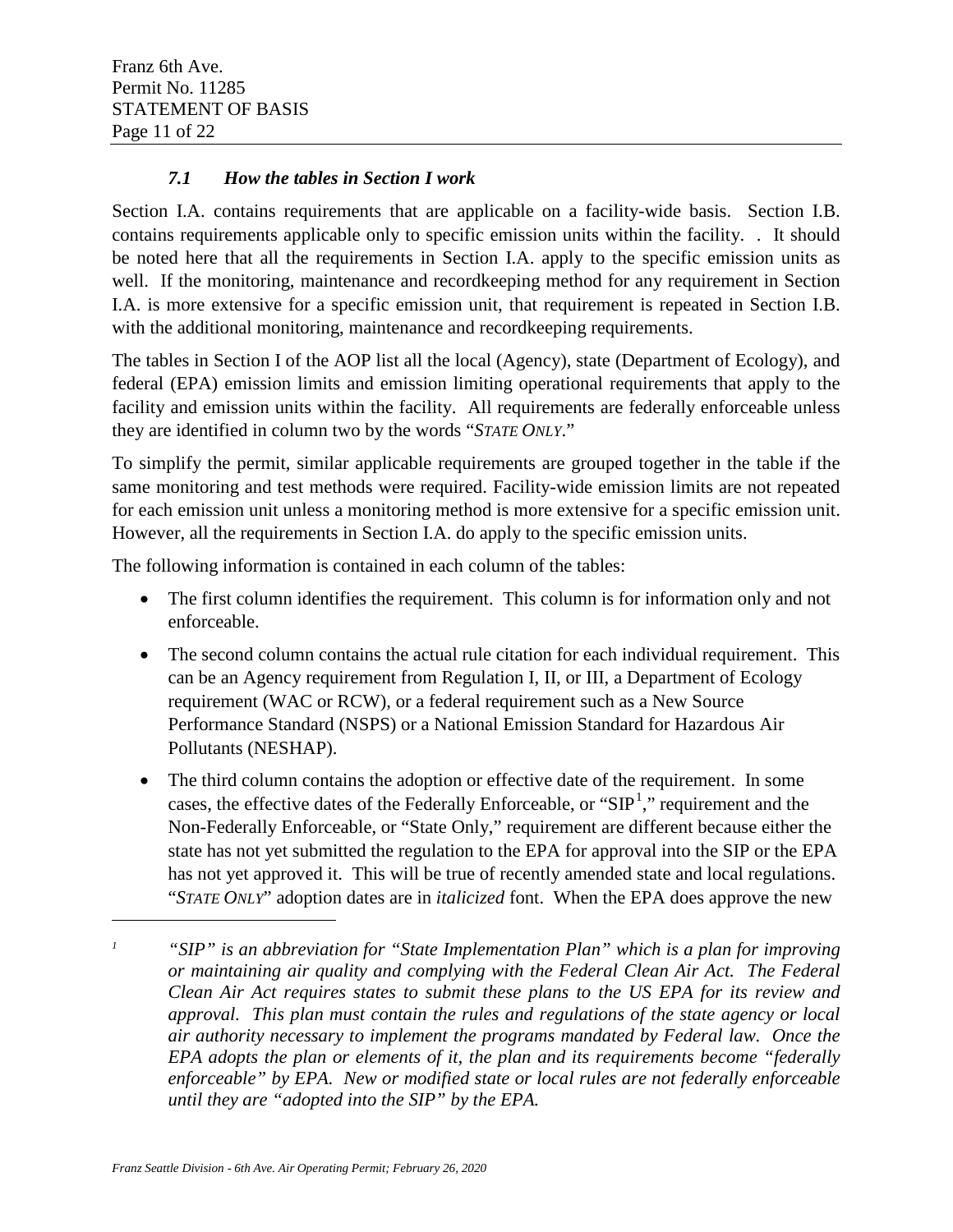### *7.1 How the tables in Section I work*

Section I.A. contains requirements that are applicable on a facility-wide basis. Section I.B. contains requirements applicable only to specific emission units within the facility. . It should be noted here that all the requirements in Section I.A. apply to the specific emission units as well. If the monitoring, maintenance and recordkeeping method for any requirement in Section I.A. is more extensive for a specific emission unit, that requirement is repeated in Section I.B. with the additional monitoring, maintenance and recordkeeping requirements.

The tables in Section I of the AOP list all the local (Agency), state (Department of Ecology), and federal (EPA) emission limits and emission limiting operational requirements that apply to the facility and emission units within the facility. All requirements are federally enforceable unless they are identified in column two by the words "*STATE ONLY*."

To simplify the permit, similar applicable requirements are grouped together in the table if the same monitoring and test methods were required. Facility-wide emission limits are not repeated for each emission unit unless a monitoring method is more extensive for a specific emission unit. However, all the requirements in Section I.A. do apply to the specific emission units.

The following information is contained in each column of the tables:

- The first column identifies the requirement. This column is for information only and not enforceable.
- The second column contains the actual rule citation for each individual requirement. This can be an Agency requirement from Regulation I, II, or III, a Department of Ecology requirement (WAC or RCW), or a federal requirement such as a New Source Performance Standard (NSPS) or a National Emission Standard for Hazardous Air Pollutants (NESHAP).
- The third column contains the adoption or effective date of the requirement. In some cases, the effective dates of the Federally Enforceable, or "SIP[1]," requirement and the Non-Federally Enforceable, or "State Only," requirement are different because either the state has not yet submitted the regulation to the EPA for approval into the SIP or the EPA has not yet approved it. This will be true of recently amended state and local regulations. "*STATE ONLY*" adoption dates are in *italicized* font. When the EPA does approve the new

---

[1] *"SIP" is an abbreviation for "State Implementation Plan" which is a plan for improving or maintaining air quality and complying with the Federal Clean Air Act. The Federal Clean Air Act requires states to submit these plans to the US EPA for its review and approval. This plan must contain the rules and regulations of the state agency or local air authority necessary to implement the programs mandated by Federal law. Once the EPA adopts the plan or elements of it, the plan and its requirements become "federally enforceable" by EPA. New or modified state or local rules are not federally enforceable until they are "adopted into the SIP" by the EPA.*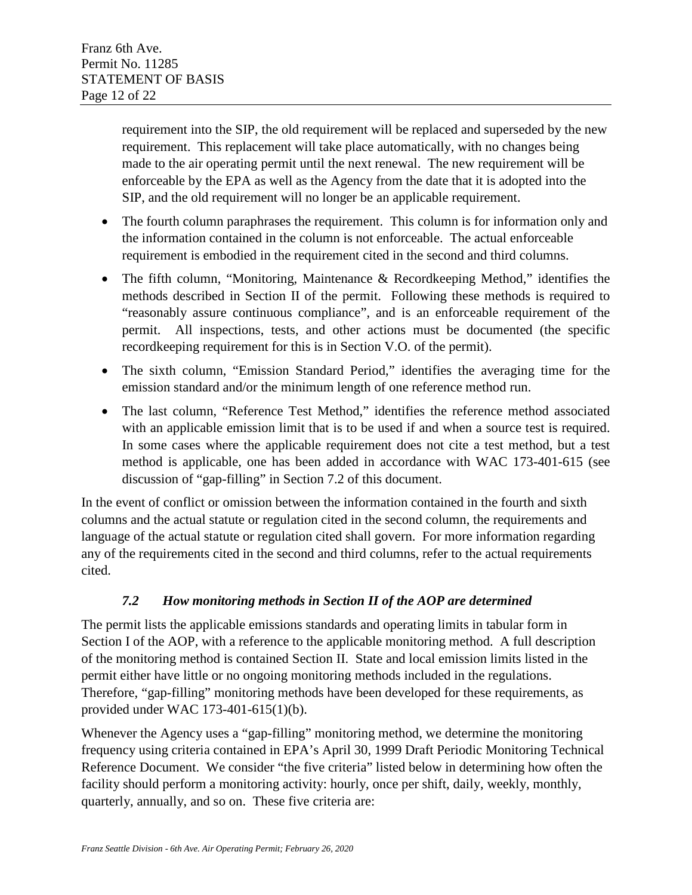requirement into the SIP, the old requirement will be replaced and superseded by the new requirement. This replacement will take place automatically, with no changes being made to the air operating permit until the next renewal. The new requirement will be enforceable by the EPA as well as the Agency from the date that it is adopted into the SIP, and the old requirement will no longer be an applicable requirement.

- The fourth column paraphrases the requirement. This column is for information only and the information contained in the column is not enforceable. The actual enforceable requirement is embodied in the requirement cited in the second and third columns.
- The fifth column, "Monitoring, Maintenance & Recordkeeping Method," identifies the methods described in Section II of the permit. Following these methods is required to "reasonably assure continuous compliance", and is an enforceable requirement of the permit. All inspections, tests, and other actions must be documented (the specific recordkeeping requirement for this is in Section V.O. of the permit).
- The sixth column, "Emission Standard Period," identifies the averaging time for the emission standard and/or the minimum length of one reference method run.
- The last column, "Reference Test Method," identifies the reference method associated with an applicable emission limit that is to be used if and when a source test is required. In some cases where the applicable requirement does not cite a test method, but a test method is applicable, one has been added in accordance with WAC 173-401-615 (see discussion of "gap-filling" in Section 7.2 of this document.

In the event of conflict or omission between the information contained in the fourth and sixth columns and the actual statute or regulation cited in the second column, the requirements and language of the actual statute or regulation cited shall govern. For more information regarding any of the requirements cited in the second and third columns, refer to the actual requirements cited.

### *7.2 How monitoring methods in Section II of the AOP are determined*

The permit lists the applicable emissions standards and operating limits in tabular form in Section I of the AOP, with a reference to the applicable monitoring method. A full description of the monitoring method is contained Section II. State and local emission limits listed in the permit either have little or no ongoing monitoring methods included in the regulations. Therefore, "gap-filling" monitoring methods have been developed for these requirements, as provided under WAC 173-401-615(1)(b).

Whenever the Agency uses a "gap-filling" monitoring method, we determine the monitoring frequency using criteria contained in EPA's April 30, 1999 Draft Periodic Monitoring Technical Reference Document. We consider "the five criteria" listed below in determining how often the facility should perform a monitoring activity: hourly, once per shift, daily, weekly, monthly, quarterly, annually, and so on. These five criteria are: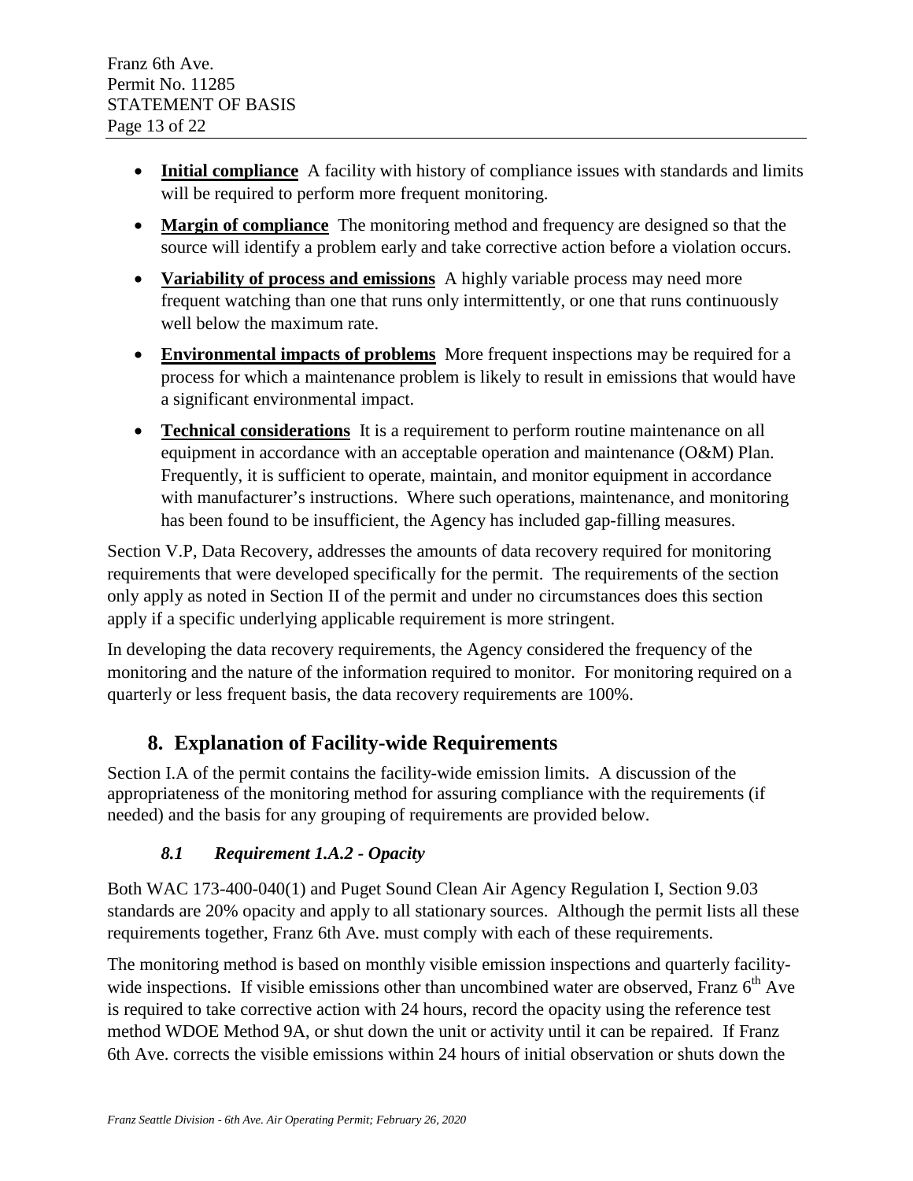- **Initial compliance** A facility with history of compliance issues with standards and limits will be required to perform more frequent monitoring.
- **Margin of compliance** The monitoring method and frequency are designed so that the source will identify a problem early and take corrective action before a violation occurs.
- **Variability of process and emissions** A highly variable process may need more frequent watching than one that runs only intermittently, or one that runs continuously well below the maximum rate.
- **Environmental impacts of problems** More frequent inspections may be required for a process for which a maintenance problem is likely to result in emissions that would have a significant environmental impact.
- **Technical considerations** It is a requirement to perform routine maintenance on all equipment in accordance with an acceptable operation and maintenance (O&M) Plan. Frequently, it is sufficient to operate, maintain, and monitor equipment in accordance with manufacturer's instructions. Where such operations, maintenance, and monitoring has been found to be insufficient, the Agency has included gap-filling measures.

Section V.P, Data Recovery, addresses the amounts of data recovery required for monitoring requirements that were developed specifically for the permit. The requirements of the section only apply as noted in Section II of the permit and under no circumstances does this section apply if a specific underlying applicable requirement is more stringent.

In developing the data recovery requirements, the Agency considered the frequency of the monitoring and the nature of the information required to monitor. For monitoring required on a quarterly or less frequent basis, the data recovery requirements are 100%.

## 8. Explanation of Facility-wide Requirements

Section I.A of the permit contains the facility-wide emission limits. A discussion of the appropriateness of the monitoring method for assuring compliance with the requirements (if needed) and the basis for any grouping of requirements are provided below.

### *8.1 Requirement 1.A.2 - Opacity*

Both WAC 173-400-040(1) and Puget Sound Clean Air Agency Regulation I, Section 9.03 standards are 20% opacity and apply to all stationary sources. Although the permit lists all these requirements together, Franz 6th Ave. must comply with each of these requirements.

The monitoring method is based on monthly visible emission inspections and quarterly facility-wide inspections. If visible emissions other than uncombined water are observed, Franz 6th Ave is required to take corrective action with 24 hours, record the opacity using the reference test method WDOE Method 9A, or shut down the unit or activity until it can be repaired. If Franz 6th Ave. corrects the visible emissions within 24 hours of initial observation or shuts down the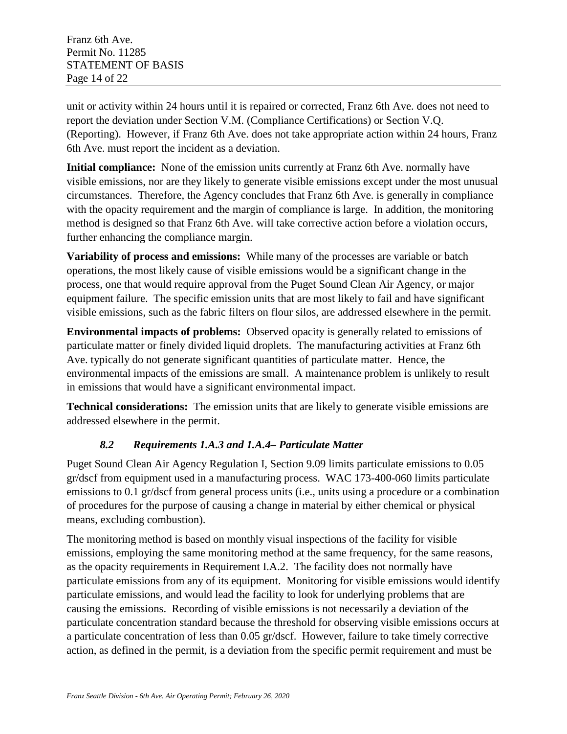unit or activity within 24 hours until it is repaired or corrected, Franz 6th Ave. does not need to report the deviation under Section V.M. (Compliance Certifications) or Section V.Q. (Reporting). However, if Franz 6th Ave. does not take appropriate action within 24 hours, Franz 6th Ave. must report the incident as a deviation.

**Initial compliance:** None of the emission units currently at Franz 6th Ave. normally have visible emissions, nor are they likely to generate visible emissions except under the most unusual circumstances. Therefore, the Agency concludes that Franz 6th Ave. is generally in compliance with the opacity requirement and the margin of compliance is large. In addition, the monitoring method is designed so that Franz 6th Ave. will take corrective action before a violation occurs, further enhancing the compliance margin.

**Variability of process and emissions:** While many of the processes are variable or batch operations, the most likely cause of visible emissions would be a significant change in the process, one that would require approval from the Puget Sound Clean Air Agency, or major equipment failure. The specific emission units that are most likely to fail and have significant visible emissions, such as the fabric filters on flour silos, are addressed elsewhere in the permit.

**Environmental impacts of problems:** Observed opacity is generally related to emissions of particulate matter or finely divided liquid droplets. The manufacturing activities at Franz 6th Ave. typically do not generate significant quantities of particulate matter. Hence, the environmental impacts of the emissions are small. A maintenance problem is unlikely to result in emissions that would have a significant environmental impact.

**Technical considerations:** The emission units that are likely to generate visible emissions are addressed elsewhere in the permit.

### *8.2 Requirements 1.A.3 and 1.A.4– Particulate Matter*

Puget Sound Clean Air Agency Regulation I, Section 9.09 limits particulate emissions to 0.05 gr/dscf from equipment used in a manufacturing process. WAC 173-400-060 limits particulate emissions to 0.1 gr/dscf from general process units (i.e., units using a procedure or a combination of procedures for the purpose of causing a change in material by either chemical or physical means, excluding combustion).

The monitoring method is based on monthly visual inspections of the facility for visible emissions, employing the same monitoring method at the same frequency, for the same reasons, as the opacity requirements in Requirement I.A.2. The facility does not normally have particulate emissions from any of its equipment. Monitoring for visible emissions would identify particulate emissions, and would lead the facility to look for underlying problems that are causing the emissions. Recording of visible emissions is not necessarily a deviation of the particulate concentration standard because the threshold for observing visible emissions occurs at a particulate concentration of less than 0.05 gr/dscf. However, failure to take timely corrective action, as defined in the permit, is a deviation from the specific permit requirement and must be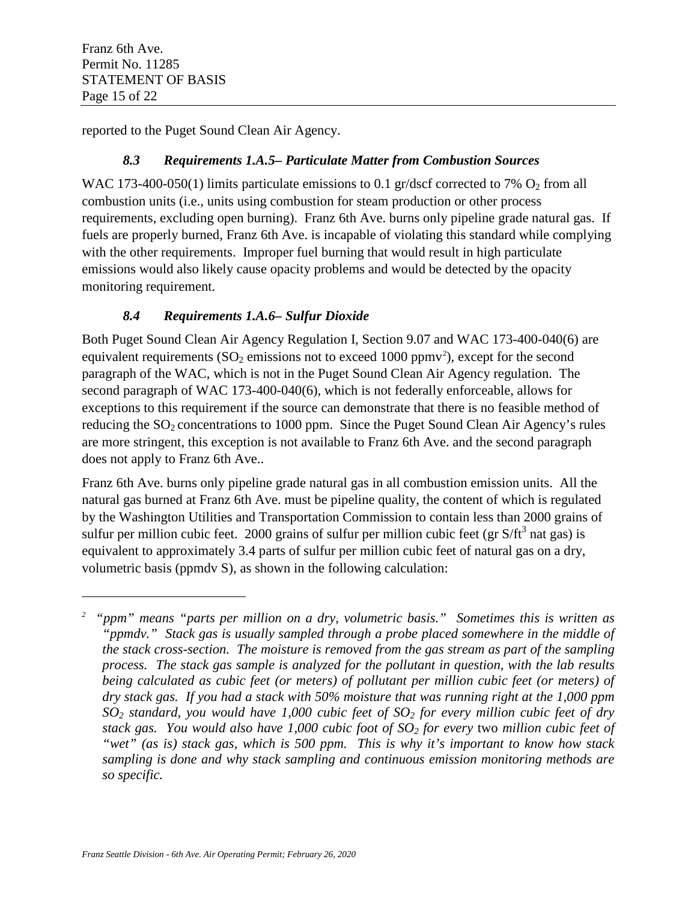reported to the Puget Sound Clean Air Agency.

### *8.3 Requirements 1.A.5– Particulate Matter from Combustion Sources*

WAC 173-400-050(1) limits particulate emissions to 0.1 gr/dscf corrected to 7% $O_2$ from all combustion units (i.e., units using combustion for steam production or other process requirements, excluding open burning). Franz 6th Ave. burns only pipeline grade natural gas. If fuels are properly burned, Franz 6th Ave. is incapable of violating this standard while complying with the other requirements. Improper fuel burning that would result in high particulate emissions would also likely cause opacity problems and would be detected by the opacity monitoring requirement.

### *8.4 Requirements 1.A.6– Sulfur Dioxide*

Both Puget Sound Clean Air Agency Regulation I, Section 9.07 and WAC 173-400-040(6) are equivalent requirements ($SO_2$ emissions not to exceed 1000 ppmv[2]), except for the second paragraph of the WAC, which is not in the Puget Sound Clean Air Agency regulation. The second paragraph of WAC 173-400-040(6), which is not federally enforceable, allows for exceptions to this requirement if the source can demonstrate that there is no feasible method of reducing the $SO_2$ concentrations to 1000 ppm. Since the Puget Sound Clean Air Agency's rules are more stringent, this exception is not available to Franz 6th Ave. and the second paragraph does not apply to Franz 6th Ave..

Franz 6th Ave. burns only pipeline grade natural gas in all combustion emission units. All the natural gas burned at Franz 6th Ave. must be pipeline quality, the content of which is regulated by the Washington Utilities and Transportation Commission to contain less than 2000 grains of sulfur per million cubic feet. 2000 grains of sulfur per million cubic feet (gr S/ft$^3$ nat gas) is equivalent to approximately 3.4 parts of sulfur per million cubic feet of natural gas on a dry, volumetric basis (ppmdv S), as shown in the following calculation:

---

[2] *"ppm" means "parts per million on a dry, volumetric basis." Sometimes this is written as "ppmdv." Stack gas is usually sampled through a probe placed somewhere in the middle of the stack cross-section. The moisture is removed from the gas stream as part of the sampling process. The stack gas sample is analyzed for the pollutant in question, with the lab results being calculated as cubic feet (or meters) of pollutant per million cubic feet (or meters) of dry stack gas. If you had a stack with 50% moisture that was running right at the 1,000 ppm $SO_2$ standard, you would have 1,000 cubic feet of $SO_2$ for every million cubic feet of dry stack gas. You would also have 1,000 cubic foot of $SO_2$ for every* two *million cubic feet of "wet" (as is) stack gas, which is 500 ppm. This is why it's important to know how stack sampling is done and why stack sampling and continuous emission monitoring methods are so specific.*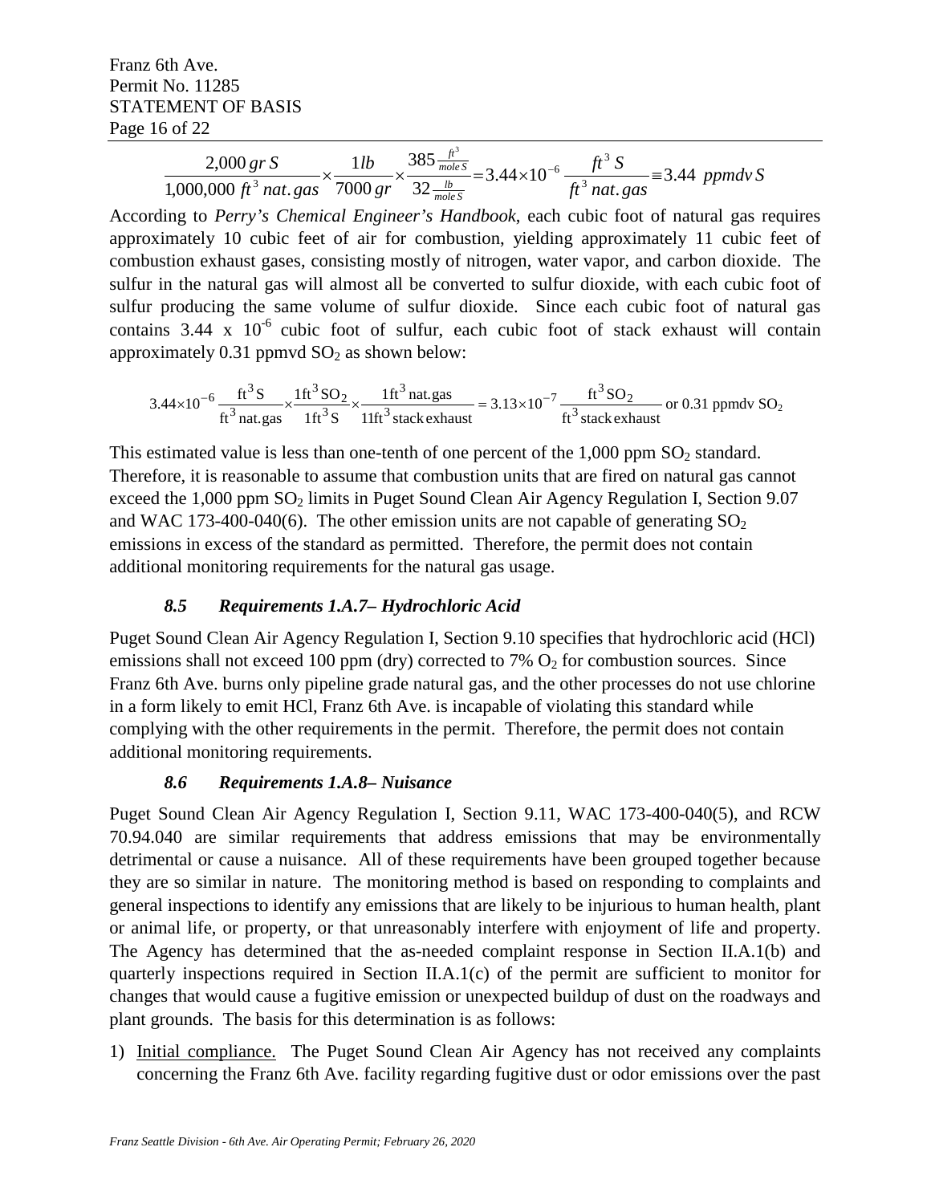$$\frac{2{,}000\,gr\,S}{1{,}000{,}000\,ft^3\,nat.gas} \times \frac{1lb}{7000\,gr} \times \frac{385\,\frac{ft^3}{mole\,S}}{32\,\frac{lb}{mole\,S}} = 3.44 \times 10^{-6}\,\frac{ft^3\,S}{ft^3\,nat.gas} \equiv 3.44\ ppmdv\,S$$

According to *Perry's Chemical Engineer's Handbook*, each cubic foot of natural gas requires approximately 10 cubic feet of air for combustion, yielding approximately 11 cubic feet of combustion exhaust gases, consisting mostly of nitrogen, water vapor, and carbon dioxide. The sulfur in the natural gas will almost all be converted to sulfur dioxide, with each cubic foot of sulfur producing the same volume of sulfur dioxide. Since each cubic foot of natural gas contains 3.44 x $10^{-6}$ cubic foot of sulfur, each cubic foot of stack exhaust will contain approximately 0.31 ppmvd $SO_2$ as shown below:

$$3.44 \times 10^{-6}\,\frac{ft^3\,S}{ft^3\,nat.gas} \times \frac{1ft^3\,SO_2}{1ft^3\,S} \times \frac{1ft^3\,nat.gas}{11ft^3\,stack\,exhaust} = 3.13 \times 10^{-7}\,\frac{ft^3\,SO_2}{ft^3\,stack\,exhaust}\ \text{or 0.31 ppmdv } SO_2$$

This estimated value is less than one-tenth of one percent of the 1,000 ppm $SO_2$ standard. Therefore, it is reasonable to assume that combustion units that are fired on natural gas cannot exceed the 1,000 ppm $SO_2$ limits in Puget Sound Clean Air Agency Regulation I, Section 9.07 and WAC 173-400-040(6). The other emission units are not capable of generating $SO_2$ emissions in excess of the standard as permitted. Therefore, the permit does not contain additional monitoring requirements for the natural gas usage.

### *8.5 Requirements 1.A.7– Hydrochloric Acid*

Puget Sound Clean Air Agency Regulation I, Section 9.10 specifies that hydrochloric acid (HCl) emissions shall not exceed 100 ppm (dry) corrected to 7% $O_2$ for combustion sources. Since Franz 6th Ave. burns only pipeline grade natural gas, and the other processes do not use chlorine in a form likely to emit HCl, Franz 6th Ave. is incapable of violating this standard while complying with the other requirements in the permit. Therefore, the permit does not contain additional monitoring requirements.

### *8.6 Requirements 1.A.8– Nuisance*

Puget Sound Clean Air Agency Regulation I, Section 9.11, WAC 173-400-040(5), and RCW 70.94.040 are similar requirements that address emissions that may be environmentally detrimental or cause a nuisance. All of these requirements have been grouped together because they are so similar in nature. The monitoring method is based on responding to complaints and general inspections to identify any emissions that are likely to be injurious to human health, plant or animal life, or property, or that unreasonably interfere with enjoyment of life and property. The Agency has determined that the as-needed complaint response in Section II.A.1(b) and quarterly inspections required in Section II.A.1(c) of the permit are sufficient to monitor for changes that would cause a fugitive emission or unexpected buildup of dust on the roadways and plant grounds. The basis for this determination is as follows:

1) Initial compliance. The Puget Sound Clean Air Agency has not received any complaints concerning the Franz 6th Ave. facility regarding fugitive dust or odor emissions over the past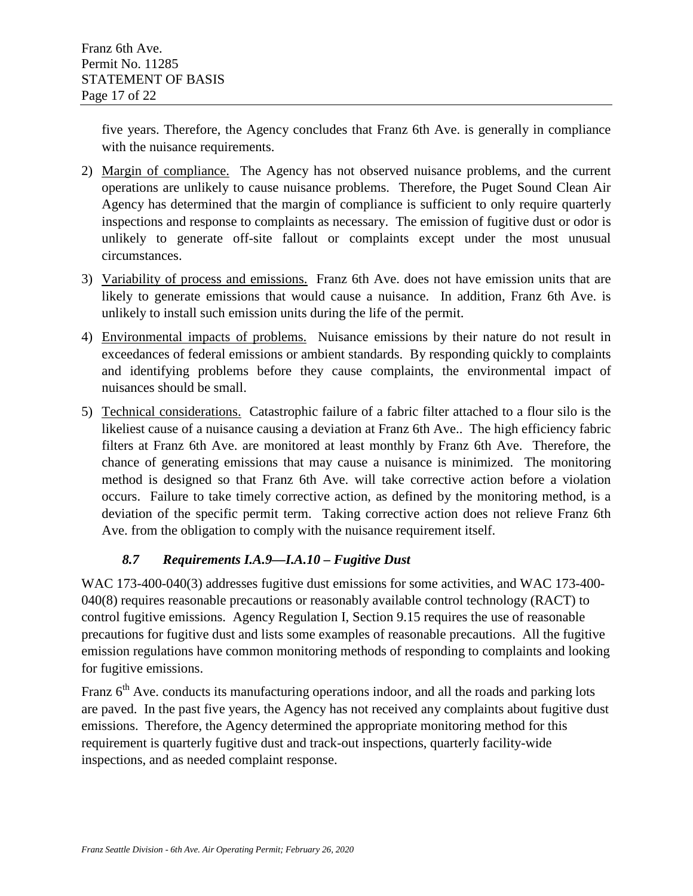five years. Therefore, the Agency concludes that Franz 6th Ave. is generally in compliance with the nuisance requirements.

2) Margin of compliance. The Agency has not observed nuisance problems, and the current operations are unlikely to cause nuisance problems. Therefore, the Puget Sound Clean Air Agency has determined that the margin of compliance is sufficient to only require quarterly inspections and response to complaints as necessary. The emission of fugitive dust or odor is unlikely to generate off-site fallout or complaints except under the most unusual circumstances.
3) Variability of process and emissions. Franz 6th Ave. does not have emission units that are likely to generate emissions that would cause a nuisance. In addition, Franz 6th Ave. is unlikely to install such emission units during the life of the permit.
4) Environmental impacts of problems. Nuisance emissions by their nature do not result in exceedances of federal emissions or ambient standards. By responding quickly to complaints and identifying problems before they cause complaints, the environmental impact of nuisances should be small.
5) Technical considerations. Catastrophic failure of a fabric filter attached to a flour silo is the likeliest cause of a nuisance causing a deviation at Franz 6th Ave.. The high efficiency fabric filters at Franz 6th Ave. are monitored at least monthly by Franz 6th Ave. Therefore, the chance of generating emissions that may cause a nuisance is minimized. The monitoring method is designed so that Franz 6th Ave. will take corrective action before a violation occurs. Failure to take timely corrective action, as defined by the monitoring method, is a deviation of the specific permit term. Taking corrective action does not relieve Franz 6th Ave. from the obligation to comply with the nuisance requirement itself.

### *8.7 Requirements I.A.9—I.A.10 – Fugitive Dust*

WAC 173-400-040(3) addresses fugitive dust emissions for some activities, and WAC 173-400-040(8) requires reasonable precautions or reasonably available control technology (RACT) to control fugitive emissions. Agency Regulation I, Section 9.15 requires the use of reasonable precautions for fugitive dust and lists some examples of reasonable precautions. All the fugitive emission regulations have common monitoring methods of responding to complaints and looking for fugitive emissions.

Franz 6th Ave. conducts its manufacturing operations indoor, and all the roads and parking lots are paved. In the past five years, the Agency has not received any complaints about fugitive dust emissions. Therefore, the Agency determined the appropriate monitoring method for this requirement is quarterly fugitive dust and track-out inspections, quarterly facility-wide inspections, and as needed complaint response.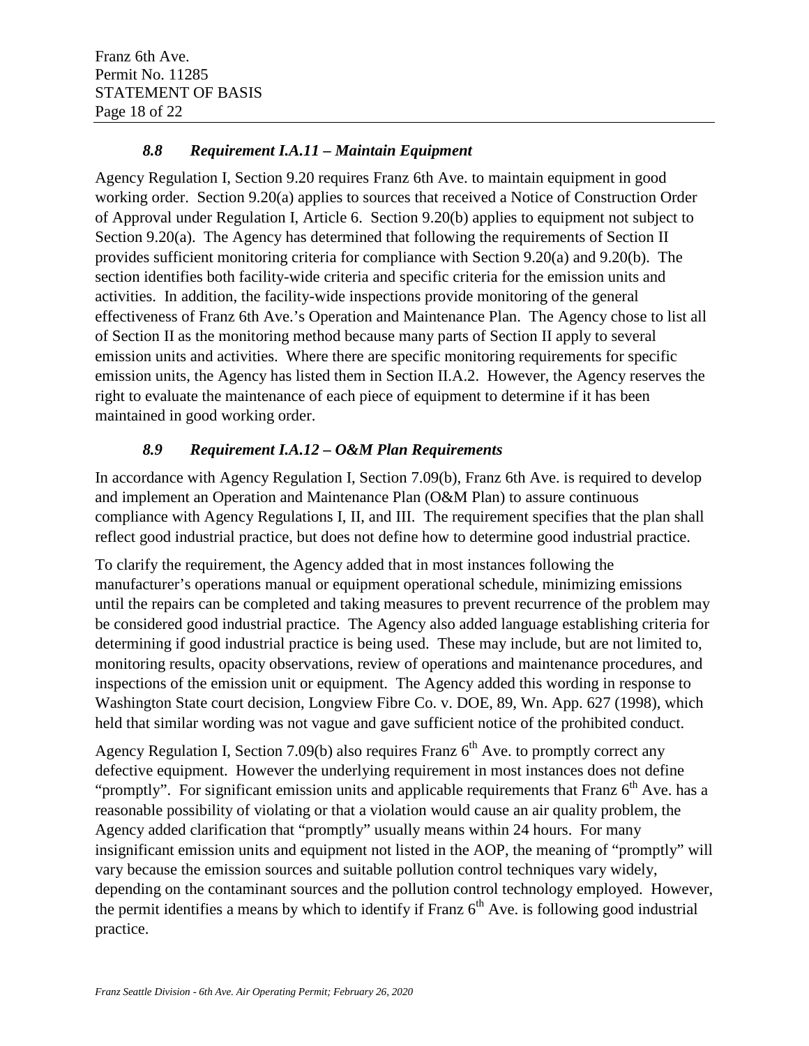### *8.8 Requirement I.A.11 – Maintain Equipment*

Agency Regulation I, Section 9.20 requires Franz 6th Ave. to maintain equipment in good working order. Section 9.20(a) applies to sources that received a Notice of Construction Order of Approval under Regulation I, Article 6. Section 9.20(b) applies to equipment not subject to Section 9.20(a). The Agency has determined that following the requirements of Section II provides sufficient monitoring criteria for compliance with Section 9.20(a) and 9.20(b). The section identifies both facility-wide criteria and specific criteria for the emission units and activities. In addition, the facility-wide inspections provide monitoring of the general effectiveness of Franz 6th Ave.'s Operation and Maintenance Plan. The Agency chose to list all of Section II as the monitoring method because many parts of Section II apply to several emission units and activities. Where there are specific monitoring requirements for specific emission units, the Agency has listed them in Section II.A.2. However, the Agency reserves the right to evaluate the maintenance of each piece of equipment to determine if it has been maintained in good working order.

### *8.9 Requirement I.A.12 – O&M Plan Requirements*

In accordance with Agency Regulation I, Section 7.09(b), Franz 6th Ave. is required to develop and implement an Operation and Maintenance Plan (O&M Plan) to assure continuous compliance with Agency Regulations I, II, and III. The requirement specifies that the plan shall reflect good industrial practice, but does not define how to determine good industrial practice.

To clarify the requirement, the Agency added that in most instances following the manufacturer's operations manual or equipment operational schedule, minimizing emissions until the repairs can be completed and taking measures to prevent recurrence of the problem may be considered good industrial practice. The Agency also added language establishing criteria for determining if good industrial practice is being used. These may include, but are not limited to, monitoring results, opacity observations, review of operations and maintenance procedures, and inspections of the emission unit or equipment. The Agency added this wording in response to Washington State court decision, Longview Fibre Co. v. DOE, 89, Wn. App. 627 (1998), which held that similar wording was not vague and gave sufficient notice of the prohibited conduct.

Agency Regulation I, Section 7.09(b) also requires Franz 6th Ave. to promptly correct any defective equipment. However the underlying requirement in most instances does not define "promptly". For significant emission units and applicable requirements that Franz 6th Ave. has a reasonable possibility of violating or that a violation would cause an air quality problem, the Agency added clarification that "promptly" usually means within 24 hours. For many insignificant emission units and equipment not listed in the AOP, the meaning of "promptly" will vary because the emission sources and suitable pollution control techniques vary widely, depending on the contaminant sources and the pollution control technology employed. However, the permit identifies a means by which to identify if Franz 6th Ave. is following good industrial practice.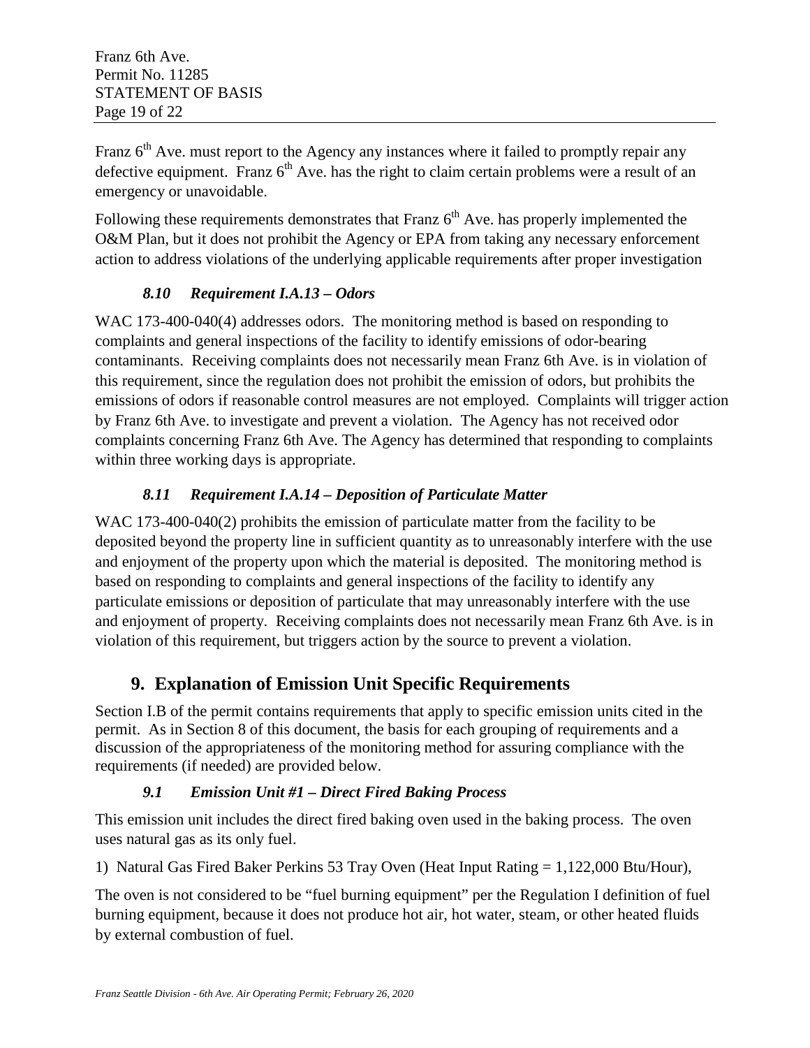Franz 6th Ave. must report to the Agency any instances where it failed to promptly repair any defective equipment. Franz 6th Ave. has the right to claim certain problems were a result of an emergency or unavoidable.

Following these requirements demonstrates that Franz 6th Ave. has properly implemented the O&M Plan, but it does not prohibit the Agency or EPA from taking any necessary enforcement action to address violations of the underlying applicable requirements after proper investigation

### *8.10 Requirement I.A.13 – Odors*

WAC 173-400-040(4) addresses odors. The monitoring method is based on responding to complaints and general inspections of the facility to identify emissions of odor-bearing contaminants. Receiving complaints does not necessarily mean Franz 6th Ave. is in violation of this requirement, since the regulation does not prohibit the emission of odors, but prohibits the emissions of odors if reasonable control measures are not employed. Complaints will trigger action by Franz 6th Ave. to investigate and prevent a violation. The Agency has not received odor complaints concerning Franz 6th Ave. The Agency has determined that responding to complaints within three working days is appropriate.

### *8.11 Requirement I.A.14 – Deposition of Particulate Matter*

WAC 173-400-040(2) prohibits the emission of particulate matter from the facility to be deposited beyond the property line in sufficient quantity as to unreasonably interfere with the use and enjoyment of the property upon which the material is deposited. The monitoring method is based on responding to complaints and general inspections of the facility to identify any particulate emissions or deposition of particulate that may unreasonably interfere with the use and enjoyment of property. Receiving complaints does not necessarily mean Franz 6th Ave. is in violation of this requirement, but triggers action by the source to prevent a violation.

## 9. Explanation of Emission Unit Specific Requirements

Section I.B of the permit contains requirements that apply to specific emission units cited in the permit. As in Section 8 of this document, the basis for each grouping of requirements and a discussion of the appropriateness of the monitoring method for assuring compliance with the requirements (if needed) are provided below.

### *9.1 Emission Unit #1 – Direct Fired Baking Process*

This emission unit includes the direct fired baking oven used in the baking process. The oven uses natural gas as its only fuel.

1) Natural Gas Fired Baker Perkins 53 Tray Oven (Heat Input Rating = 1,122,000 Btu/Hour),

The oven is not considered to be "fuel burning equipment" per the Regulation I definition of fuel burning equipment, because it does not produce hot air, hot water, steam, or other heated fluids by external combustion of fuel.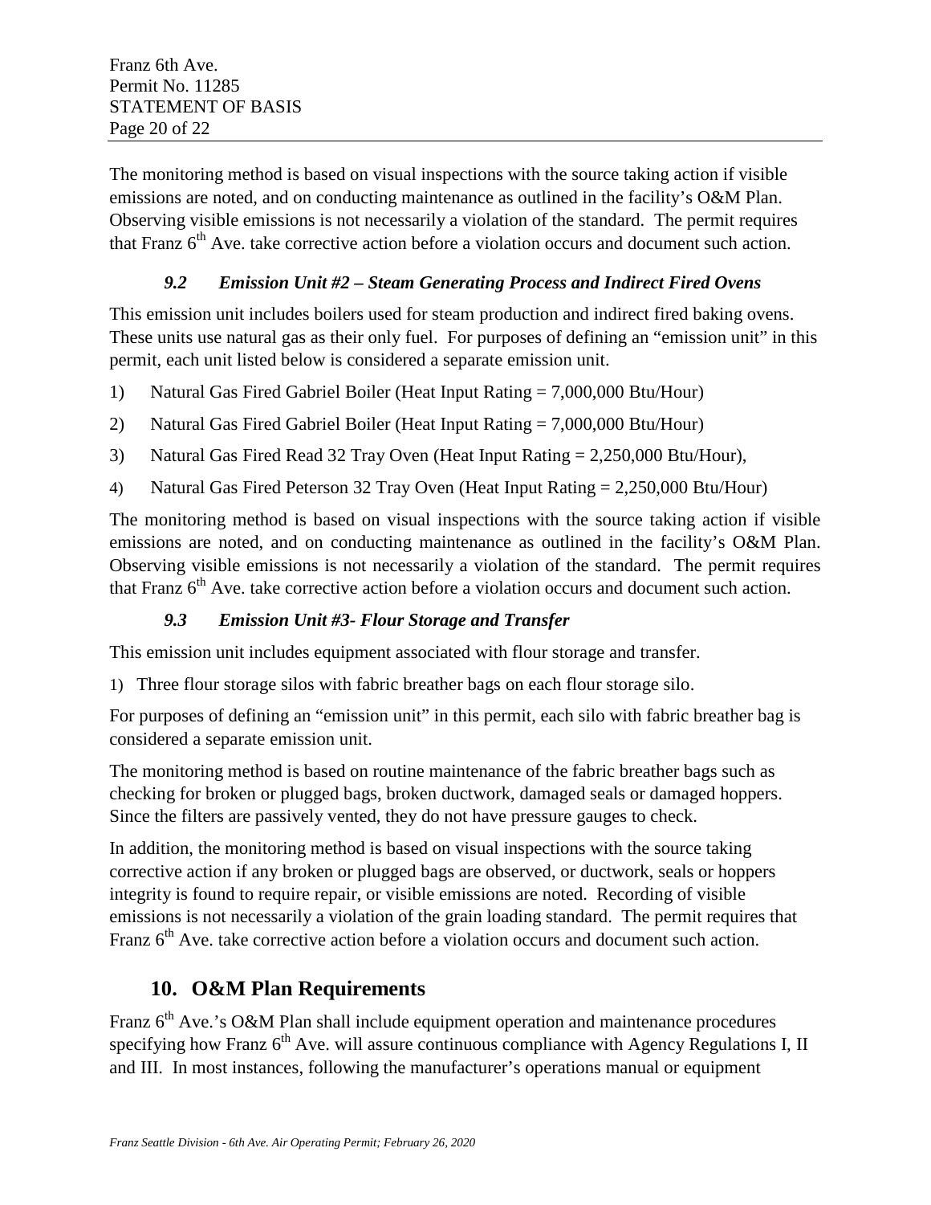The monitoring method is based on visual inspections with the source taking action if visible emissions are noted, and on conducting maintenance as outlined in the facility's O&M Plan. Observing visible emissions is not necessarily a violation of the standard. The permit requires that Franz 6th Ave. take corrective action before a violation occurs and document such action.

### *9.2 Emission Unit #2 – Steam Generating Process and Indirect Fired Ovens*

This emission unit includes boilers used for steam production and indirect fired baking ovens. These units use natural gas as their only fuel. For purposes of defining an "emission unit" in this permit, each unit listed below is considered a separate emission unit.

1) Natural Gas Fired Gabriel Boiler (Heat Input Rating = 7,000,000 Btu/Hour)
2) Natural Gas Fired Gabriel Boiler (Heat Input Rating = 7,000,000 Btu/Hour)
3) Natural Gas Fired Read 32 Tray Oven (Heat Input Rating = 2,250,000 Btu/Hour),
4) Natural Gas Fired Peterson 32 Tray Oven (Heat Input Rating = 2,250,000 Btu/Hour)

The monitoring method is based on visual inspections with the source taking action if visible emissions are noted, and on conducting maintenance as outlined in the facility's O&M Plan. Observing visible emissions is not necessarily a violation of the standard. The permit requires that Franz 6th Ave. take corrective action before a violation occurs and document such action.

### *9.3 Emission Unit #3- Flour Storage and Transfer*

This emission unit includes equipment associated with flour storage and transfer.

1) Three flour storage silos with fabric breather bags on each flour storage silo.

For purposes of defining an "emission unit" in this permit, each silo with fabric breather bag is considered a separate emission unit.

The monitoring method is based on routine maintenance of the fabric breather bags such as checking for broken or plugged bags, broken ductwork, damaged seals or damaged hoppers. Since the filters are passively vented, they do not have pressure gauges to check.

In addition, the monitoring method is based on visual inspections with the source taking corrective action if any broken or plugged bags are observed, or ductwork, seals or hoppers integrity is found to require repair, or visible emissions are noted. Recording of visible emissions is not necessarily a violation of the grain loading standard. The permit requires that Franz 6th Ave. take corrective action before a violation occurs and document such action.

## 10. O&M Plan Requirements

Franz 6th Ave.'s O&M Plan shall include equipment operation and maintenance procedures specifying how Franz 6th Ave. will assure continuous compliance with Agency Regulations I, II and III. In most instances, following the manufacturer's operations manual or equipment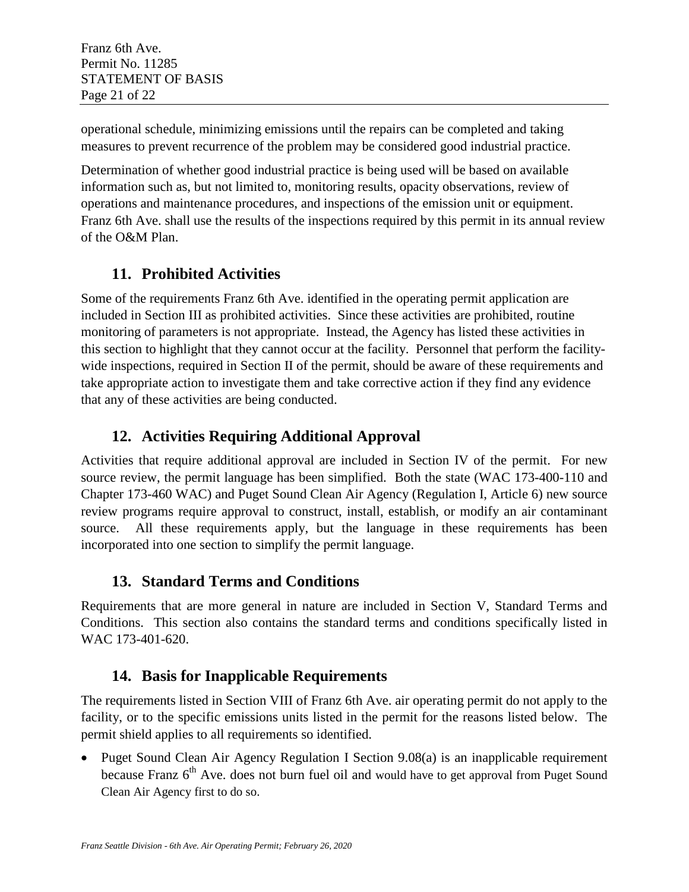operational schedule, minimizing emissions until the repairs can be completed and taking measures to prevent recurrence of the problem may be considered good industrial practice.

Determination of whether good industrial practice is being used will be based on available information such as, but not limited to, monitoring results, opacity observations, review of operations and maintenance procedures, and inspections of the emission unit or equipment. Franz 6th Ave. shall use the results of the inspections required by this permit in its annual review of the O&M Plan.

## 11. Prohibited Activities

Some of the requirements Franz 6th Ave. identified in the operating permit application are included in Section III as prohibited activities. Since these activities are prohibited, routine monitoring of parameters is not appropriate. Instead, the Agency has listed these activities in this section to highlight that they cannot occur at the facility. Personnel that perform the facility-wide inspections, required in Section II of the permit, should be aware of these requirements and take appropriate action to investigate them and take corrective action if they find any evidence that any of these activities are being conducted.

## 12. Activities Requiring Additional Approval

Activities that require additional approval are included in Section IV of the permit. For new source review, the permit language has been simplified. Both the state (WAC 173-400-110 and Chapter 173-460 WAC) and Puget Sound Clean Air Agency (Regulation I, Article 6) new source review programs require approval to construct, install, establish, or modify an air contaminant source. All these requirements apply, but the language in these requirements has been incorporated into one section to simplify the permit language.

## 13. Standard Terms and Conditions

Requirements that are more general in nature are included in Section V, Standard Terms and Conditions. This section also contains the standard terms and conditions specifically listed in WAC 173-401-620.

## 14. Basis for Inapplicable Requirements

The requirements listed in Section VIII of Franz 6th Ave. air operating permit do not apply to the facility, or to the specific emissions units listed in the permit for the reasons listed below. The permit shield applies to all requirements so identified.

- Puget Sound Clean Air Agency Regulation I Section 9.08(a) is an inapplicable requirement because Franz 6th Ave. does not burn fuel oil and would have to get approval from Puget Sound Clean Air Agency first to do so.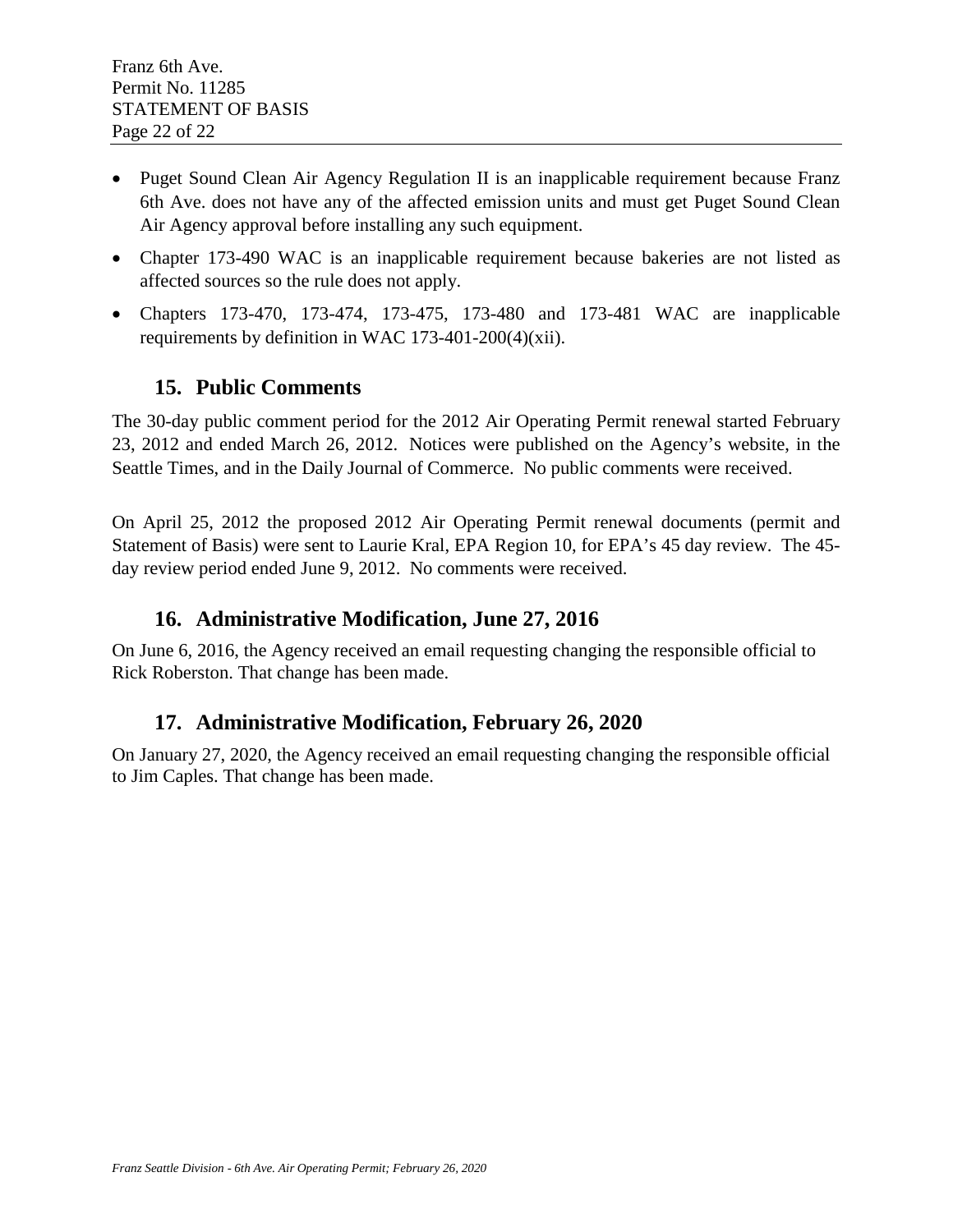- Puget Sound Clean Air Agency Regulation II is an inapplicable requirement because Franz 6th Ave. does not have any of the affected emission units and must get Puget Sound Clean Air Agency approval before installing any such equipment.
- Chapter 173-490 WAC is an inapplicable requirement because bakeries are not listed as affected sources so the rule does not apply.
- Chapters 173-470, 173-474, 173-475, 173-480 and 173-481 WAC are inapplicable requirements by definition in WAC 173-401-200(4)(xii).

## 15. Public Comments

The 30-day public comment period for the 2012 Air Operating Permit renewal started February 23, 2012 and ended March 26, 2012. Notices were published on the Agency's website, in the Seattle Times, and in the Daily Journal of Commerce. No public comments were received.

On April 25, 2012 the proposed 2012 Air Operating Permit renewal documents (permit and Statement of Basis) were sent to Laurie Kral, EPA Region 10, for EPA's 45 day review. The 45-day review period ended June 9, 2012. No comments were received.

## 16. Administrative Modification, June 27, 2016

On June 6, 2016, the Agency received an email requesting changing the responsible official to Rick Roberston. That change has been made.

## 17. Administrative Modification, February 26, 2020

On January 27, 2020, the Agency received an email requesting changing the responsible official to Jim Caples. That change has been made.